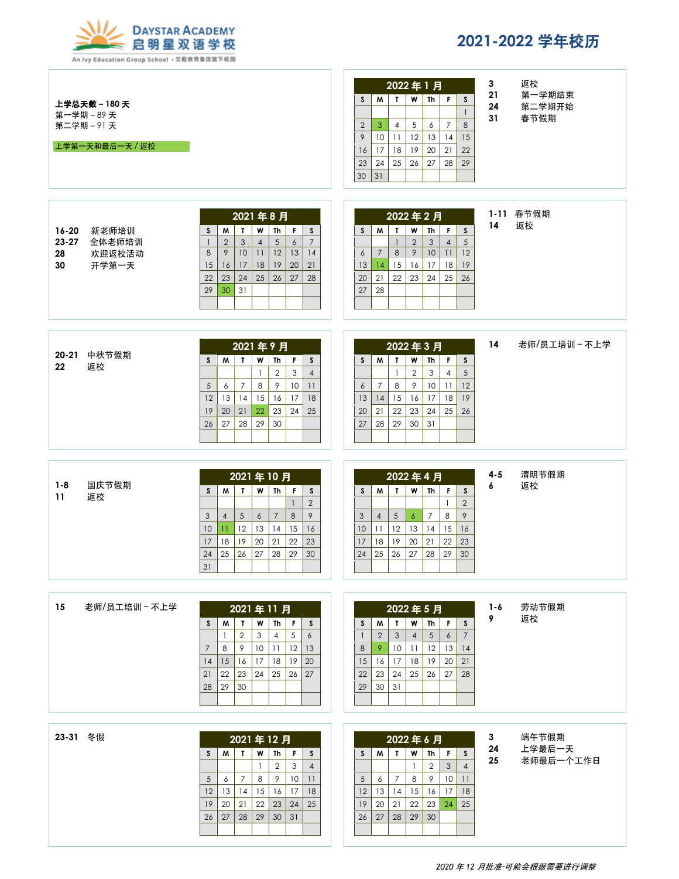# DAYSTAR ACADEMY 启明星双语学校

An Ivy Education Group School • 艾毅教育集团旗下校园

# 2021-2022 学年校历

**上学总天数 – 180 天**
第一学期 – 89 天
第二学期 – 91 天

上学第一天和最后一天 / 返校

## 2021 年 8 月

| S | M | T | W | Th | F | S |
|---|---|---|---|---|---|---|
| 1 | 2 | 3 | 4 | 5 | 6 | 7 |
| 8 | 9 | 10 | 11 | 12 | 13 | 14 |
| 15 | 16 | 17 | 18 | 19 | 20 | 21 |
| 22 | 23 | 24 | 25 | 26 | 27 | 28 |
| 29 | 30 | 31 | | | | |

**16-20** 新老师培训
**23-27** 全体老师培训
**28** 欢迎返校活动
**30** 开学第一天

## 2021 年 9 月

| S | M | T | W | Th | F | S |
|---|---|---|---|---|---|---|
| | | | 1 | 2 | 3 | 4 |
| 5 | 6 | 7 | 8 | 9 | 10 | 11 |
| 12 | 13 | 14 | 15 | 16 | 17 | 18 |
| 19 | 20 | 21 | 22 | 23 | 24 | 25 |
| 26 | 27 | 28 | 29 | 30 | | |

**20-21** 中秋节假期
**22** 返校

## 2021 年 10 月

| S | M | T | W | Th | F | S |
|---|---|---|---|---|---|---|
| | | | | | 1 | 2 |
| 3 | 4 | 5 | 6 | 7 | 8 | 9 |
| 10 | 11 | 12 | 13 | 14 | 15 | 16 |
| 17 | 18 | 19 | 20 | 21 | 22 | 23 |
| 24 | 25 | 26 | 27 | 28 | 29 | 30 |
| 31 | | | | | | |

**1-8** 国庆节假期
**11** 返校

## 2021 年 11 月

| S | M | T | W | Th | F | S |
|---|---|---|---|---|---|---|
| | 1 | 2 | 3 | 4 | 5 | 6 |
| 7 | 8 | 9 | 10 | 11 | 12 | 13 |
| 14 | 15 | 16 | 17 | 18 | 19 | 20 |
| 21 | 22 | 23 | 24 | 25 | 26 | 27 |
| 28 | 29 | 30 | | | | |

**15** 老师/员工培训 – 不上学

## 2021 年 12 月

| S | M | T | W | Th | F | S |
|---|---|---|---|---|---|---|
| | | | 1 | 2 | 3 | 4 |
| 5 | 6 | 7 | 8 | 9 | 10 | 11 |
| 12 | 13 | 14 | 15 | 16 | 17 | 18 |
| 19 | 20 | 21 | 22 | 23 | 24 | 25 |
| 26 | 27 | 28 | 29 | 30 | 31 | |

**23-31** 冬假

## 2022 年 1 月

| S | M | T | W | Th | F | S |
|---|---|---|---|---|---|---|
| | | | | | | 1 |
| 2 | 3 | 4 | 5 | 6 | 7 | 8 |
| 9 | 10 | 11 | 12 | 13 | 14 | 15 |
| 16 | 17 | 18 | 19 | 20 | 21 | 22 |
| 23 | 24 | 25 | 26 | 27 | 28 | 29 |
| 30 | 31 | | | | | |

**3** 返校
**21** 第一学期结束
**24** 第二学期开始
**31** 春节假期

## 2022 年 2 月

| S | M | T | W | Th | F | S |
|---|---|---|---|---|---|---|
| | | 1 | 2 | 3 | 4 | 5 |
| 6 | 7 | 8 | 9 | 10 | 11 | 12 |
| 13 | 14 | 15 | 16 | 17 | 18 | 19 |
| 20 | 21 | 22 | 23 | 24 | 25 | 26 |
| 27 | 28 | | | | | |

**1-11** 春节假期
**14** 返校

## 2022 年 3 月

| S | M | T | W | Th | F | S |
|---|---|---|---|---|---|---|
| | | 1 | 2 | 3 | 4 | 5 |
| 6 | 7 | 8 | 9 | 10 | 11 | 12 |
| 13 | 14 | 15 | 16 | 17 | 18 | 19 |
| 20 | 21 | 22 | 23 | 24 | 25 | 26 |
| 27 | 28 | 29 | 30 | 31 | | |

**14** 老师/员工培训 – 不上学

## 2022 年 4 月

| S | M | T | W | Th | F | S |
|---|---|---|---|---|---|---|
| | | | | | 1 | 2 |
| 3 | 4 | 5 | 6 | 7 | 8 | 9 |
| 10 | 11 | 12 | 13 | 14 | 15 | 16 |
| 17 | 18 | 19 | 20 | 21 | 22 | 23 |
| 24 | 25 | 26 | 27 | 28 | 29 | 30 |

**4-5** 清明节假期
**6** 返校

## 2022 年 5 月

| S | M | T | W | Th | F | S |
|---|---|---|---|---|---|---|
| 1 | 2 | 3 | 4 | 5 | 6 | 7 |
| 8 | 9 | 10 | 11 | 12 | 13 | 14 |
| 15 | 16 | 17 | 18 | 19 | 20 | 21 |
| 22 | 23 | 24 | 25 | 26 | 27 | 28 |
| 29 | 30 | 31 | | | | |

**1-6** 劳动节假期
**9** 返校

## 2022 年 6 月

| S | M | T | W | Th | F | S |
|---|---|---|---|---|---|---|
| | | | 1 | 2 | 3 | 4 |
| 5 | 6 | 7 | 8 | 9 | 10 | 11 |
| 12 | 13 | 14 | 15 | 16 | 17 | 18 |
| 19 | 20 | 21 | 22 | 23 | 24 | 25 |
| 26 | 27 | 28 | 29 | 30 | | |

**3** 端午节假期
**24** 上学最后一天
**25** 老师最后一个工作日

*2020 年 12 月批准-可能会根据需要进行调整*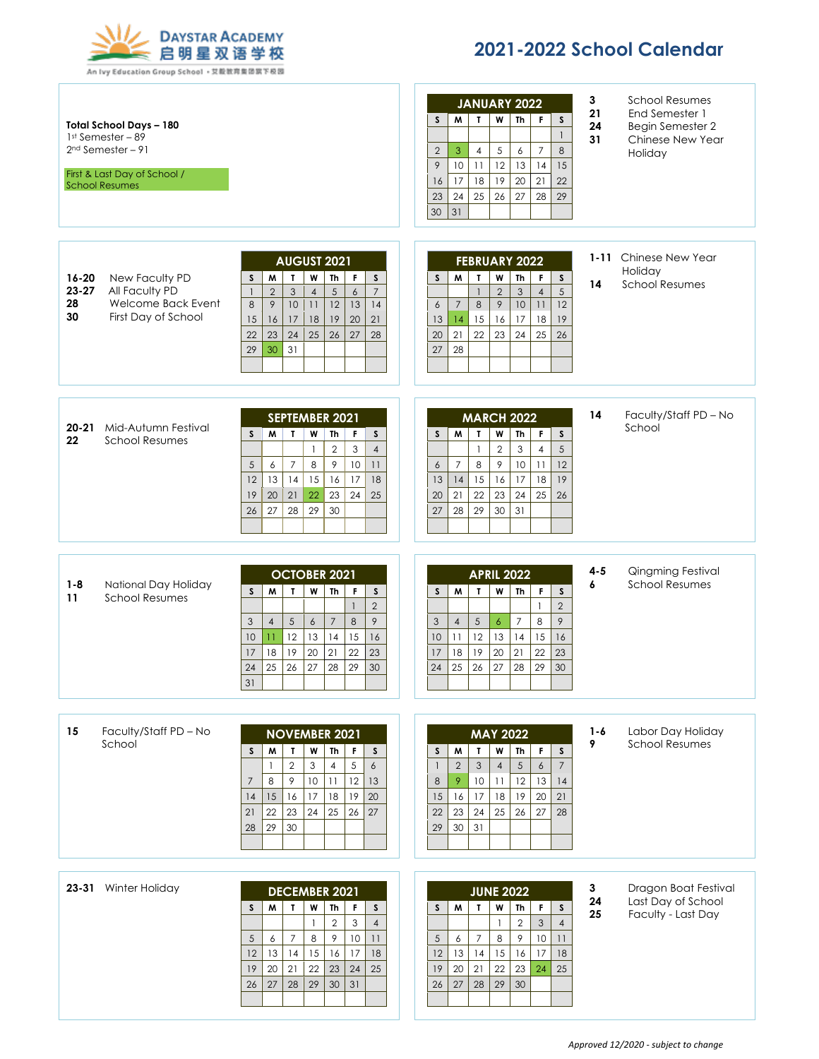# Daystar Academy 启明星双语学校

An Ivy Education Group School • 艾毅教育集团旗下校园

# 2021-2022 School Calendar

**Total School Days – 180**
1st Semester – 89
2nd Semester – 91

First & Last Day of School / School Resumes

## AUGUST 2021

| S | M | T | W | Th | F | S |
|---|---|---|---|---|---|---|
| 1 | 2 | 3 | 4 | 5 | 6 | 7 |
| 8 | 9 | 10 | 11 | 12 | 13 | 14 |
| 15 | 16 | 17 | 18 | 19 | 20 | 21 |
| 22 | 23 | 24 | 25 | 26 | 27 | 28 |
| 29 | 30 | 31 | | | | |

- **16-20** New Faculty PD
- **23-27** All Faculty PD
- **28** Welcome Back Event
- **30** First Day of School

## SEPTEMBER 2021

| S | M | T | W | Th | F | S |
|---|---|---|---|---|---|---|
| | | | 1 | 2 | 3 | 4 |
| 5 | 6 | 7 | 8 | 9 | 10 | 11 |
| 12 | 13 | 14 | 15 | 16 | 17 | 18 |
| 19 | 20 | 21 | 22 | 23 | 24 | 25 |
| 26 | 27 | 28 | 29 | 30 | | |

- **20-21** Mid-Autumn Festival
- **22** School Resumes

## OCTOBER 2021

| S | M | T | W | Th | F | S |
|---|---|---|---|---|---|---|
| | | | | | 1 | 2 |
| 3 | 4 | 5 | 6 | 7 | 8 | 9 |
| 10 | 11 | 12 | 13 | 14 | 15 | 16 |
| 17 | 18 | 19 | 20 | 21 | 22 | 23 |
| 24 | 25 | 26 | 27 | 28 | 29 | 30 |
| 31 | | | | | | |

- **1-8** National Day Holiday
- **11** School Resumes

## NOVEMBER 2021

| S | M | T | W | Th | F | S |
|---|---|---|---|---|---|---|
| | 1 | 2 | 3 | 4 | 5 | 6 |
| 7 | 8 | 9 | 10 | 11 | 12 | 13 |
| 14 | 15 | 16 | 17 | 18 | 19 | 20 |
| 21 | 22 | 23 | 24 | 25 | 26 | 27 |
| 28 | 29 | 30 | | | | |

- **15** Faculty/Staff PD – No School

## DECEMBER 2021

| S | M | T | W | Th | F | S |
|---|---|---|---|---|---|---|
| | | | 1 | 2 | 3 | 4 |
| 5 | 6 | 7 | 8 | 9 | 10 | 11 |
| 12 | 13 | 14 | 15 | 16 | 17 | 18 |
| 19 | 20 | 21 | 22 | 23 | 24 | 25 |
| 26 | 27 | 28 | 29 | 30 | 31 | |

- **23-31** Winter Holiday

## JANUARY 2022

| S | M | T | W | Th | F | S |
|---|---|---|---|---|---|---|
| | | | | | | 1 |
| 2 | 3 | 4 | 5 | 6 | 7 | 8 |
| 9 | 10 | 11 | 12 | 13 | 14 | 15 |
| 16 | 17 | 18 | 19 | 20 | 21 | 22 |
| 23 | 24 | 25 | 26 | 27 | 28 | 29 |
| 30 | 31 | | | | | |

- **3** School Resumes
- **21** End Semester 1
- **24** Begin Semester 2
- **31** Chinese New Year Holiday

## FEBRUARY 2022

| S | M | T | W | Th | F | S |
|---|---|---|---|---|---|---|
| | | 1 | 2 | 3 | 4 | 5 |
| 6 | 7 | 8 | 9 | 10 | 11 | 12 |
| 13 | 14 | 15 | 16 | 17 | 18 | 19 |
| 20 | 21 | 22 | 23 | 24 | 25 | 26 |
| 27 | 28 | | | | | |

- **1-11** Chinese New Year Holiday
- **14** School Resumes

## MARCH 2022

| S | M | T | W | Th | F | S |
|---|---|---|---|---|---|---|
| | | 1 | 2 | 3 | 4 | 5 |
| 6 | 7 | 8 | 9 | 10 | 11 | 12 |
| 13 | 14 | 15 | 16 | 17 | 18 | 19 |
| 20 | 21 | 22 | 23 | 24 | 25 | 26 |
| 27 | 28 | 29 | 30 | 31 | | |

- **14** Faculty/Staff PD – No School

## APRIL 2022

| S | M | T | W | Th | F | S |
|---|---|---|---|---|---|---|
| | | | | | 1 | 2 |
| 3 | 4 | 5 | 6 | 7 | 8 | 9 |
| 10 | 11 | 12 | 13 | 14 | 15 | 16 |
| 17 | 18 | 19 | 20 | 21 | 22 | 23 |
| 24 | 25 | 26 | 27 | 28 | 29 | 30 |

- **4-5** Qingming Festival
- **6** School Resumes

## MAY 2022

| S | M | T | W | Th | F | S |
|---|---|---|---|---|---|---|
| 1 | 2 | 3 | 4 | 5 | 6 | 7 |
| 8 | 9 | 10 | 11 | 12 | 13 | 14 |
| 15 | 16 | 17 | 18 | 19 | 20 | 21 |
| 22 | 23 | 24 | 25 | 26 | 27 | 28 |
| 29 | 30 | 31 | | | | |

- **1-6** Labor Day Holiday
- **9** School Resumes

## JUNE 2022

| S | M | T | W | Th | F | S |
|---|---|---|---|---|---|---|
| | | | 1 | 2 | 3 | 4 |
| 5 | 6 | 7 | 8 | 9 | 10 | 11 |
| 12 | 13 | 14 | 15 | 16 | 17 | 18 |
| 19 | 20 | 21 | 22 | 23 | 24 | 25 |
| 26 | 27 | 28 | 29 | 30 | | |

- **3** Dragon Boat Festival
- **24** Last Day of School
- **25** Faculty - Last Day

*Approved 12/2020 - subject to change*